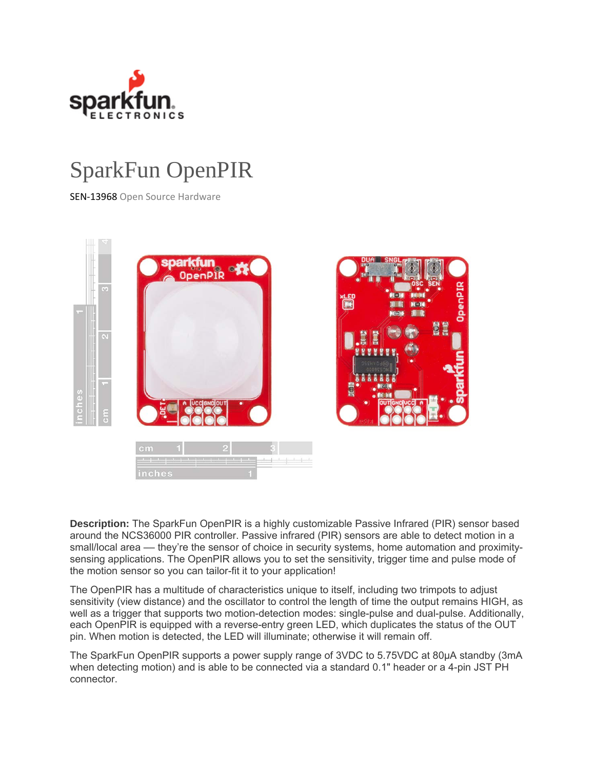# SparkFun OpenPIR

SEN-13968 Open Source Hardware

**Description:** The SparkFun OpenPIR is a highly customizable Passive Infrared (PIR) sensor based around the NCS36000 PIR controller. Passive infrared (PIR) sensors are able to detect motion in a small/local area — they're the sensor of choice in security systems, home automation and proximity-sensing applications. The OpenPIR allows you to set the sensitivity, trigger time and pulse mode of the motion sensor so you can tailor-fit it to your application!

The OpenPIR has a multitude of characteristics unique to itself, including two trimpots to adjust sensitivity (view distance) and the oscillator to control the length of time the output remains HIGH, as well as a trigger that supports two motion-detection modes: single-pulse and dual-pulse. Additionally, each OpenPIR is equipped with a reverse-entry green LED, which duplicates the status of the OUT pin. When motion is detected, the LED will illuminate; otherwise it will remain off.

The SparkFun OpenPIR supports a power supply range of 3VDC to 5.75VDC at 80µA standby (3mA when detecting motion) and is able to be connected via a standard 0.1" header or a 4-pin JST PH connector.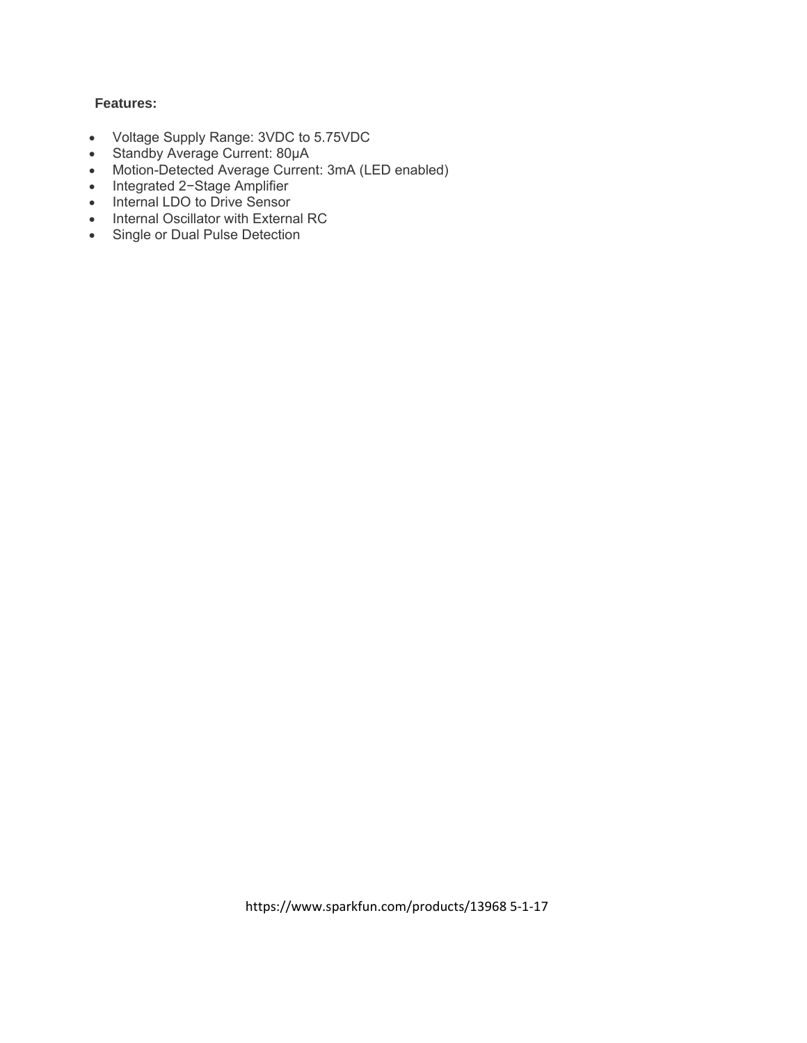**Features:**

- Voltage Supply Range: 3VDC to 5.75VDC
- Standby Average Current: 80µA
- Motion-Detected Average Current: 3mA (LED enabled)
- Integrated 2−Stage Amplifier
- Internal LDO to Drive Sensor
- Internal Oscillator with External RC
- Single or Dual Pulse Detection